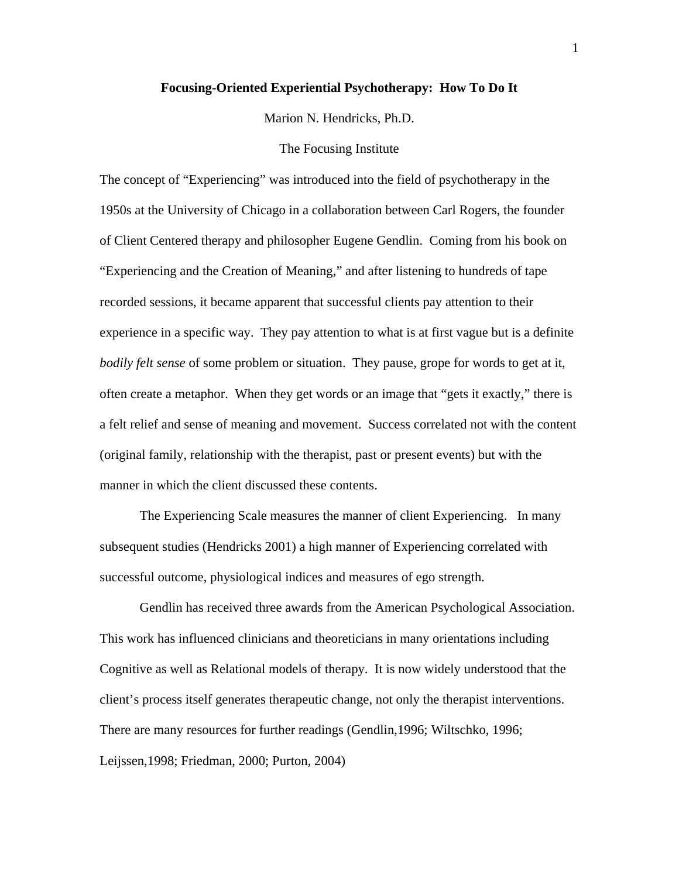# Focusing-Oriented Experiential Psychotherapy: How To Do It

Marion N. Hendricks, Ph.D.

The Focusing Institute

The concept of "Experiencing" was introduced into the field of psychotherapy in the 1950s at the University of Chicago in a collaboration between Carl Rogers, the founder of Client Centered therapy and philosopher Eugene Gendlin. Coming from his book on "Experiencing and the Creation of Meaning," and after listening to hundreds of tape recorded sessions, it became apparent that successful clients pay attention to their experience in a specific way. They pay attention to what is at first vague but is a definite *bodily felt sense* of some problem or situation. They pause, grope for words to get at it, often create a metaphor. When they get words or an image that "gets it exactly," there is a felt relief and sense of meaning and movement. Success correlated not with the content (original family, relationship with the therapist, past or present events) but with the manner in which the client discussed these contents.

The Experiencing Scale measures the manner of client Experiencing. In many subsequent studies (Hendricks 2001) a high manner of Experiencing correlated with successful outcome, physiological indices and measures of ego strength.

Gendlin has received three awards from the American Psychological Association. This work has influenced clinicians and theoreticians in many orientations including Cognitive as well as Relational models of therapy. It is now widely understood that the client's process itself generates therapeutic change, not only the therapist interventions. There are many resources for further readings (Gendlin,1996; Wiltschko, 1996; Leijssen,1998; Friedman, 2000; Purton, 2004)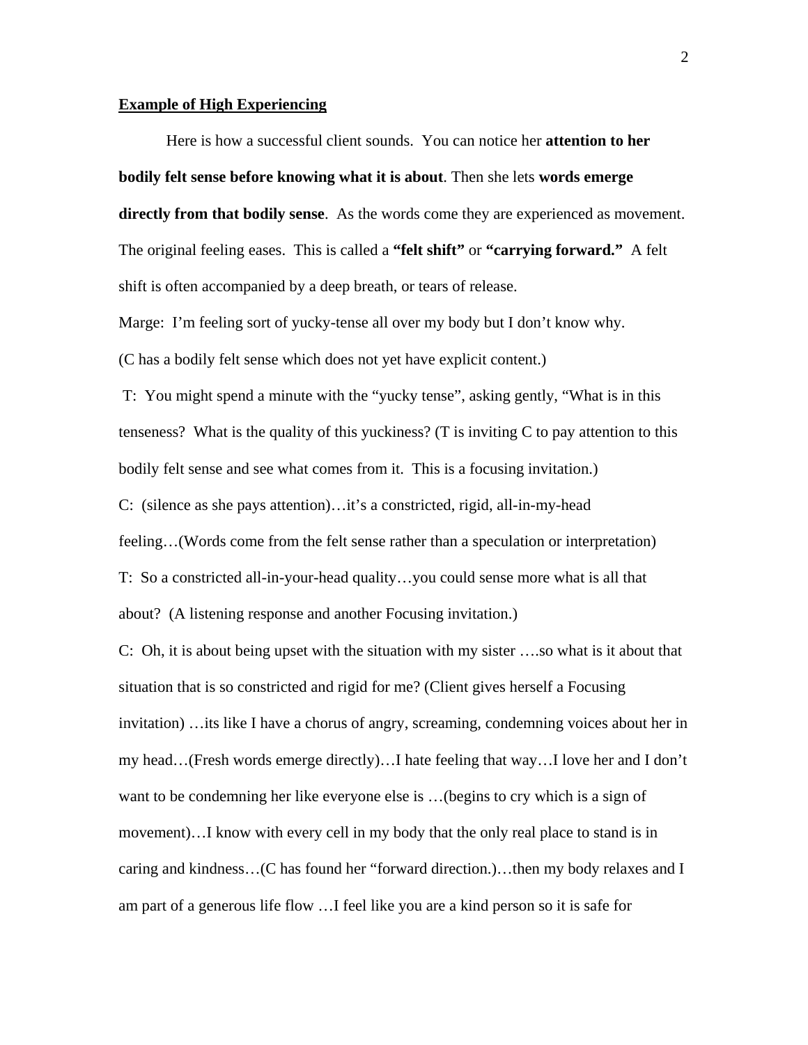**Example of High Experiencing**

Here is how a successful client sounds. You can notice her **attention to her bodily felt sense before knowing what it is about**. Then she lets **words emerge directly from that bodily sense**. As the words come they are experienced as movement. The original feeling eases. This is called a **"felt shift"** or **"carrying forward."** A felt shift is often accompanied by a deep breath, or tears of release.

Marge: I'm feeling sort of yucky-tense all over my body but I don't know why.

(C has a bodily felt sense which does not yet have explicit content.)

T: You might spend a minute with the "yucky tense", asking gently, "What is in this tenseness? What is the quality of this yuckiness? (T is inviting C to pay attention to this bodily felt sense and see what comes from it. This is a focusing invitation.)

C: (silence as she pays attention)…it's a constricted, rigid, all-in-my-head feeling…(Words come from the felt sense rather than a speculation or interpretation)

T: So a constricted all-in-your-head quality…you could sense more what is all that about? (A listening response and another Focusing invitation.)

C: Oh, it is about being upset with the situation with my sister ….so what is it about that situation that is so constricted and rigid for me? (Client gives herself a Focusing invitation) …its like I have a chorus of angry, screaming, condemning voices about her in my head…(Fresh words emerge directly)…I hate feeling that way…I love her and I don't want to be condemning her like everyone else is …(begins to cry which is a sign of movement)…I know with every cell in my body that the only real place to stand is in caring and kindness…(C has found her "forward direction.)…then my body relaxes and I am part of a generous life flow …I feel like you are a kind person so it is safe for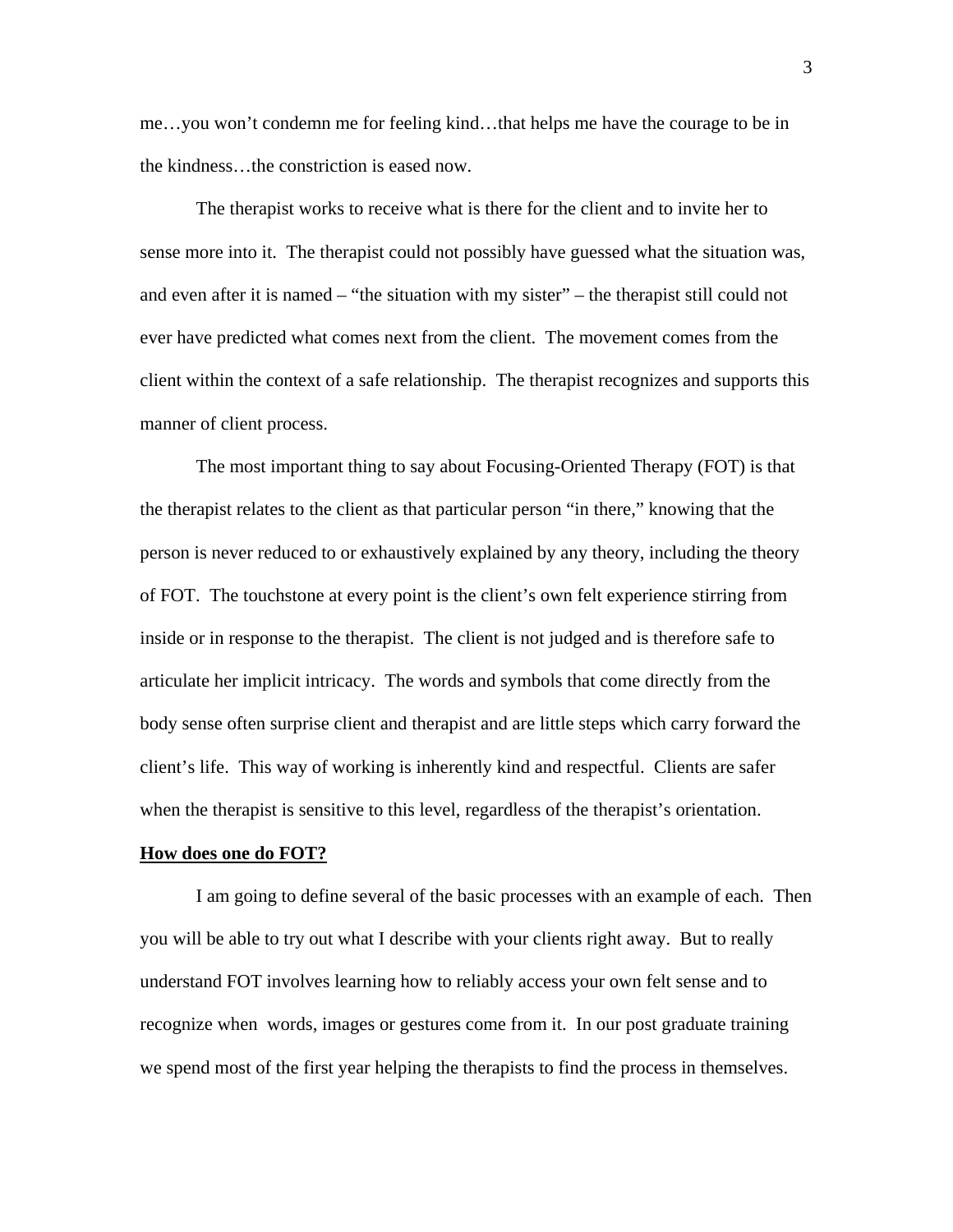me…you won't condemn me for feeling kind…that helps me have the courage to be in the kindness…the constriction is eased now.

The therapist works to receive what is there for the client and to invite her to sense more into it. The therapist could not possibly have guessed what the situation was, and even after it is named – "the situation with my sister" – the therapist still could not ever have predicted what comes next from the client. The movement comes from the client within the context of a safe relationship. The therapist recognizes and supports this manner of client process.

The most important thing to say about Focusing-Oriented Therapy (FOT) is that the therapist relates to the client as that particular person "in there," knowing that the person is never reduced to or exhaustively explained by any theory, including the theory of FOT. The touchstone at every point is the client's own felt experience stirring from inside or in response to the therapist. The client is not judged and is therefore safe to articulate her implicit intricacy. The words and symbols that come directly from the body sense often surprise client and therapist and are little steps which carry forward the client's life. This way of working is inherently kind and respectful. Clients are safer when the therapist is sensitive to this level, regardless of the therapist's orientation.

**How does one do FOT?**

I am going to define several of the basic processes with an example of each. Then you will be able to try out what I describe with your clients right away. But to really understand FOT involves learning how to reliably access your own felt sense and to recognize when words, images or gestures come from it. In our post graduate training we spend most of the first year helping the therapists to find the process in themselves.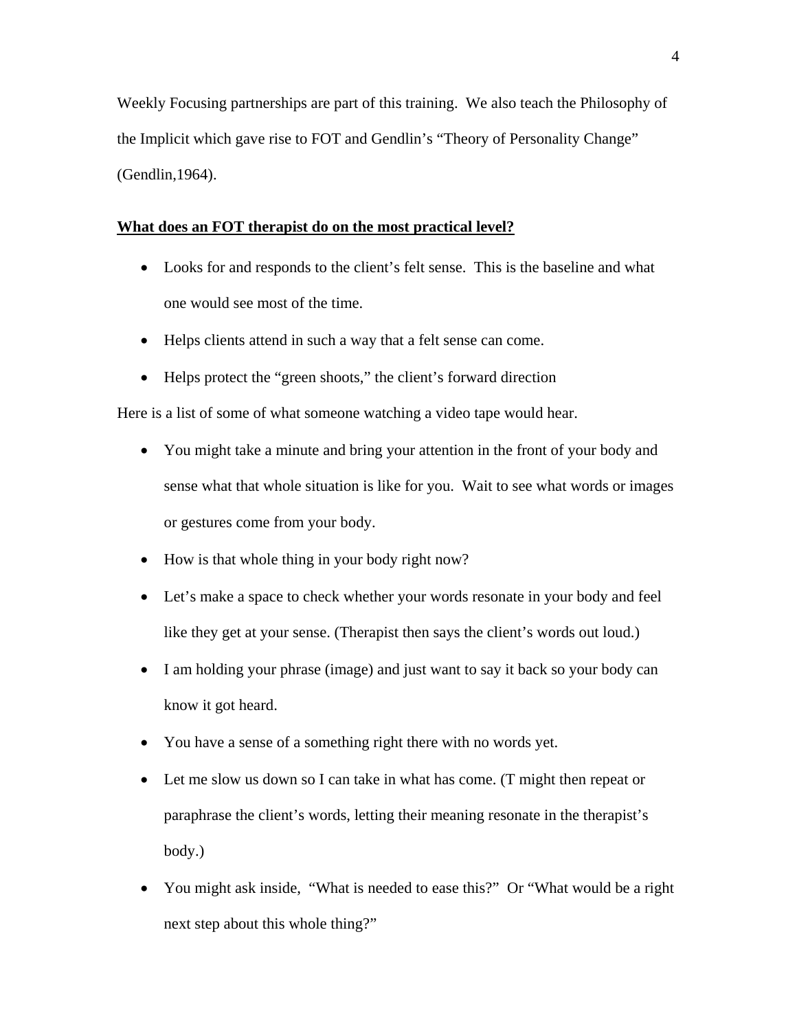Weekly Focusing partnerships are part of this training. We also teach the Philosophy of the Implicit which gave rise to FOT and Gendlin's "Theory of Personality Change" (Gendlin,1964).

**<u>What does an FOT therapist do on the most practical level?</u>**

- Looks for and responds to the client's felt sense. This is the baseline and what one would see most of the time.
- Helps clients attend in such a way that a felt sense can come.
- Helps protect the "green shoots," the client's forward direction

Here is a list of some of what someone watching a video tape would hear.

- You might take a minute and bring your attention in the front of your body and sense what that whole situation is like for you. Wait to see what words or images or gestures come from your body.
- How is that whole thing in your body right now?
- Let's make a space to check whether your words resonate in your body and feel like they get at your sense. (Therapist then says the client's words out loud.)
- I am holding your phrase (image) and just want to say it back so your body can know it got heard.
- You have a sense of a something right there with no words yet.
- Let me slow us down so I can take in what has come. (T might then repeat or paraphrase the client's words, letting their meaning resonate in the therapist's body.)
- You might ask inside, "What is needed to ease this?" Or "What would be a right next step about this whole thing?"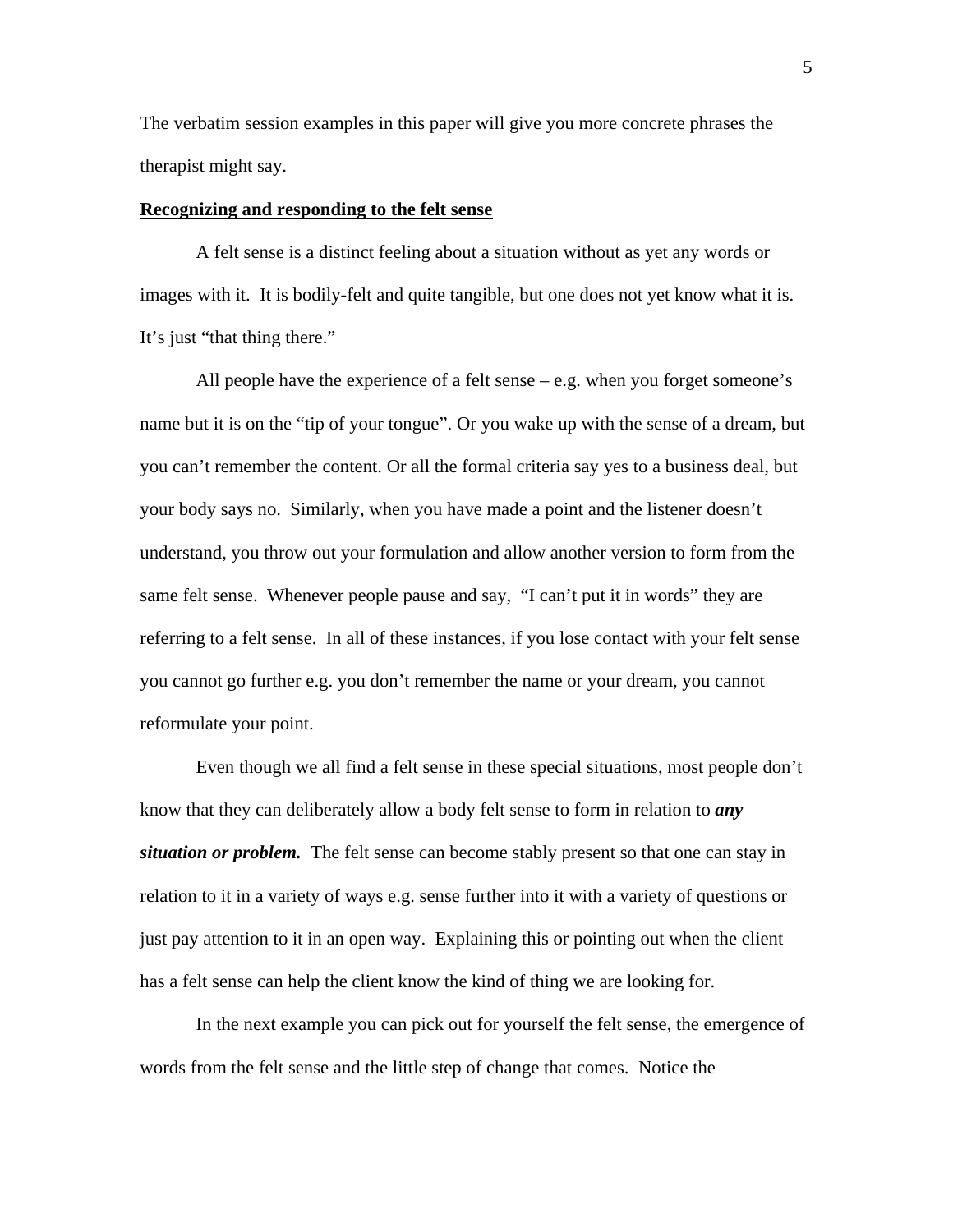The verbatim session examples in this paper will give you more concrete phrases the therapist might say.

**<u>Recognizing and responding to the felt sense</u>**

A felt sense is a distinct feeling about a situation without as yet any words or images with it. It is bodily-felt and quite tangible, but one does not yet know what it is. It's just "that thing there."

All people have the experience of a felt sense – e.g. when you forget someone's name but it is on the "tip of your tongue". Or you wake up with the sense of a dream, but you can't remember the content. Or all the formal criteria say yes to a business deal, but your body says no. Similarly, when you have made a point and the listener doesn't understand, you throw out your formulation and allow another version to form from the same felt sense. Whenever people pause and say, "I can't put it in words" they are referring to a felt sense. In all of these instances, if you lose contact with your felt sense you cannot go further e.g. you don't remember the name or your dream, you cannot reformulate your point.

Even though we all find a felt sense in these special situations, most people don't know that they can deliberately allow a body felt sense to form in relation to ***any situation or problem.*** The felt sense can become stably present so that one can stay in relation to it in a variety of ways e.g. sense further into it with a variety of questions or just pay attention to it in an open way. Explaining this or pointing out when the client has a felt sense can help the client know the kind of thing we are looking for.

In the next example you can pick out for yourself the felt sense, the emergence of words from the felt sense and the little step of change that comes. Notice the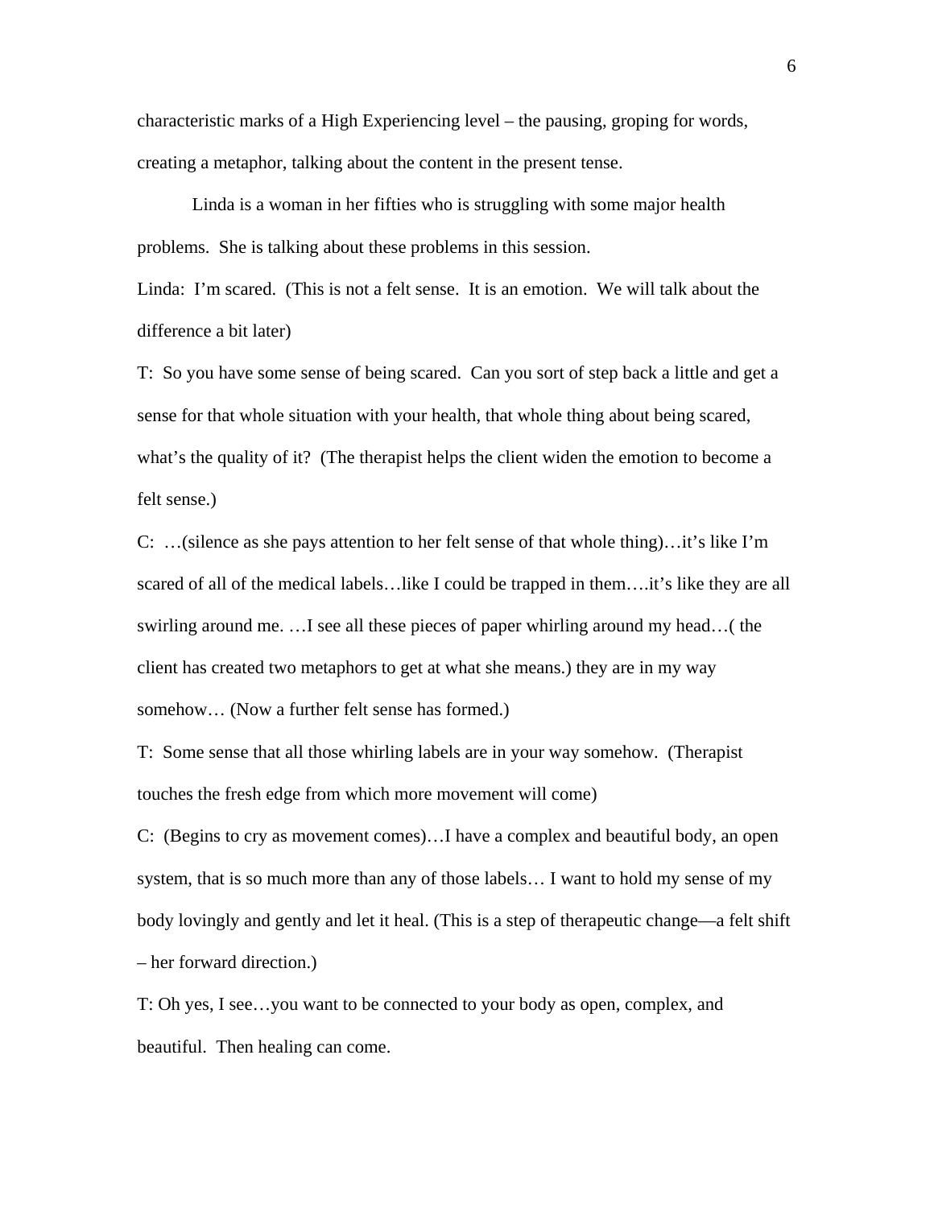characteristic marks of a High Experiencing level – the pausing, groping for words, creating a metaphor, talking about the content in the present tense.

Linda is a woman in her fifties who is struggling with some major health problems. She is talking about these problems in this session.

Linda: I'm scared. (This is not a felt sense. It is an emotion. We will talk about the difference a bit later)

T: So you have some sense of being scared. Can you sort of step back a little and get a sense for that whole situation with your health, that whole thing about being scared, what's the quality of it? (The therapist helps the client widen the emotion to become a felt sense.)

C: …(silence as she pays attention to her felt sense of that whole thing)…it's like I'm scared of all of the medical labels…like I could be trapped in them….it's like they are all swirling around me. …I see all these pieces of paper whirling around my head…( the client has created two metaphors to get at what she means.) they are in my way somehow… (Now a further felt sense has formed.)

T: Some sense that all those whirling labels are in your way somehow. (Therapist touches the fresh edge from which more movement will come)

C: (Begins to cry as movement comes)…I have a complex and beautiful body, an open system, that is so much more than any of those labels… I want to hold my sense of my body lovingly and gently and let it heal. (This is a step of therapeutic change—a felt shift – her forward direction.)

T: Oh yes, I see…you want to be connected to your body as open, complex, and beautiful. Then healing can come.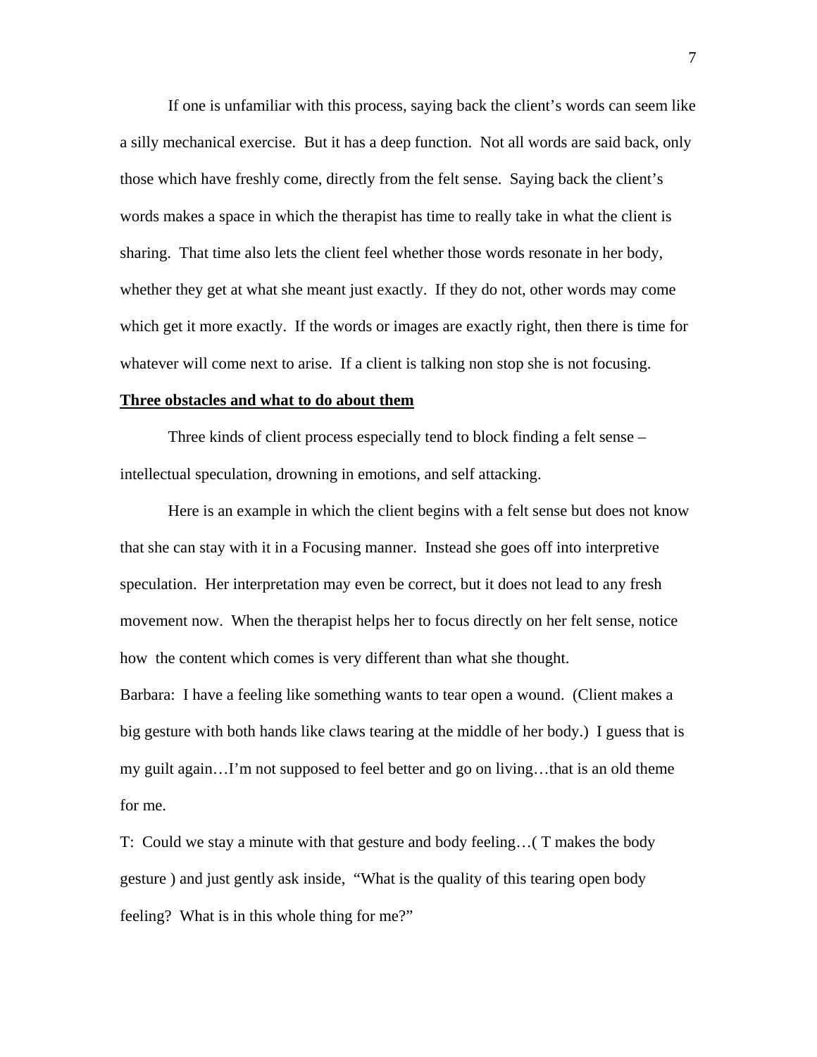If one is unfamiliar with this process, saying back the client's words can seem like a silly mechanical exercise. But it has a deep function. Not all words are said back, only those which have freshly come, directly from the felt sense. Saying back the client's words makes a space in which the therapist has time to really take in what the client is sharing. That time also lets the client feel whether those words resonate in her body, whether they get at what she meant just exactly. If they do not, other words may come which get it more exactly. If the words or images are exactly right, then there is time for whatever will come next to arise. If a client is talking non stop she is not focusing.

**Three obstacles and what to do about them**

Three kinds of client process especially tend to block finding a felt sense – intellectual speculation, drowning in emotions, and self attacking.

Here is an example in which the client begins with a felt sense but does not know that she can stay with it in a Focusing manner. Instead she goes off into interpretive speculation. Her interpretation may even be correct, but it does not lead to any fresh movement now. When the therapist helps her to focus directly on her felt sense, notice how the content which comes is very different than what she thought.

Barbara: I have a feeling like something wants to tear open a wound. (Client makes a big gesture with both hands like claws tearing at the middle of her body.) I guess that is my guilt again…I'm not supposed to feel better and go on living…that is an old theme for me.

T: Could we stay a minute with that gesture and body feeling…( T makes the body gesture ) and just gently ask inside, "What is the quality of this tearing open body feeling? What is in this whole thing for me?"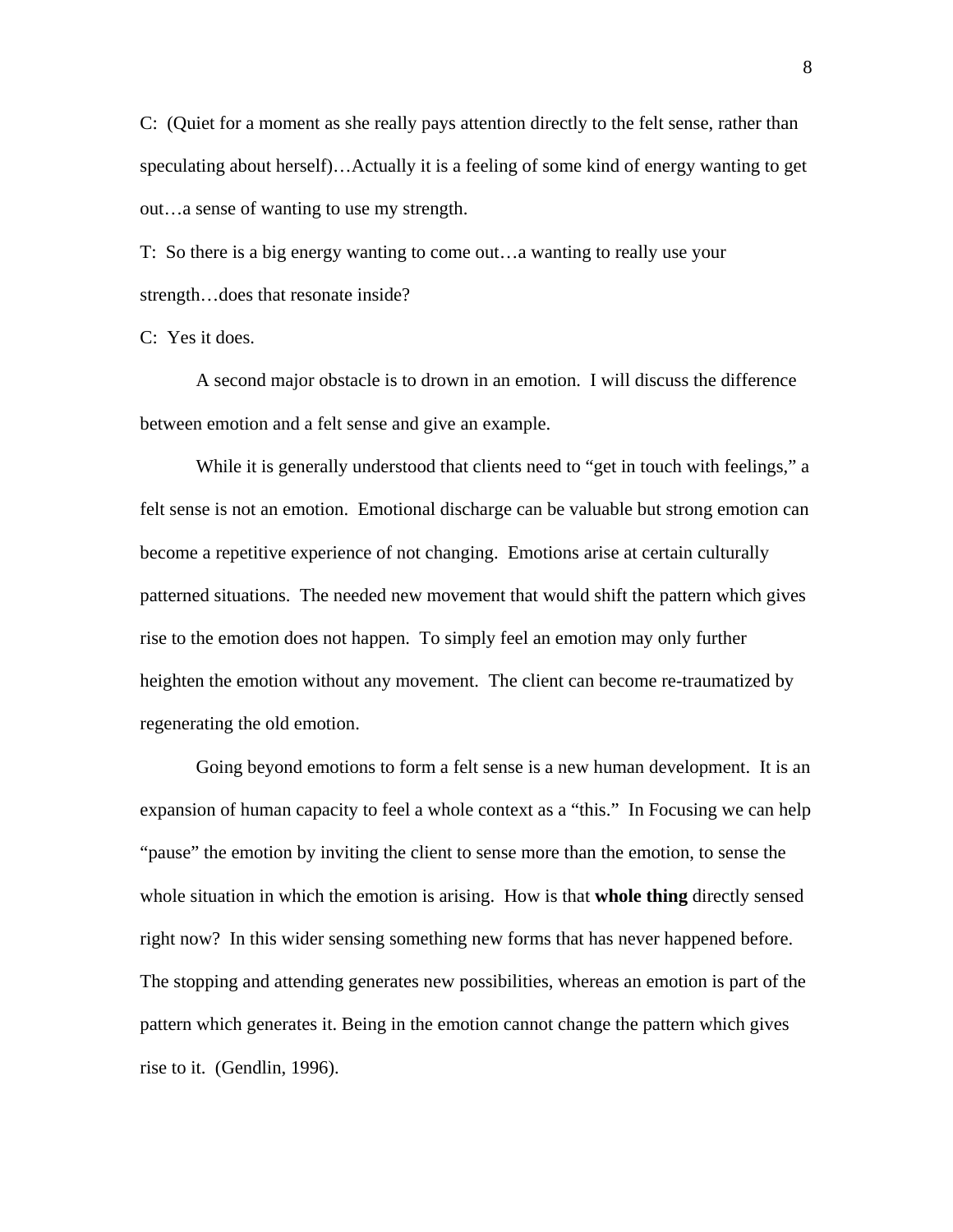C: (Quiet for a moment as she really pays attention directly to the felt sense, rather than speculating about herself)…Actually it is a feeling of some kind of energy wanting to get out…a sense of wanting to use my strength.

T: So there is a big energy wanting to come out…a wanting to really use your strength…does that resonate inside?

C: Yes it does.

A second major obstacle is to drown in an emotion. I will discuss the difference between emotion and a felt sense and give an example.

While it is generally understood that clients need to "get in touch with feelings," a felt sense is not an emotion. Emotional discharge can be valuable but strong emotion can become a repetitive experience of not changing. Emotions arise at certain culturally patterned situations. The needed new movement that would shift the pattern which gives rise to the emotion does not happen. To simply feel an emotion may only further heighten the emotion without any movement. The client can become re-traumatized by regenerating the old emotion.

Going beyond emotions to form a felt sense is a new human development. It is an expansion of human capacity to feel a whole context as a "this." In Focusing we can help "pause" the emotion by inviting the client to sense more than the emotion, to sense the whole situation in which the emotion is arising. How is that **whole thing** directly sensed right now? In this wider sensing something new forms that has never happened before. The stopping and attending generates new possibilities, whereas an emotion is part of the pattern which generates it. Being in the emotion cannot change the pattern which gives rise to it. (Gendlin, 1996).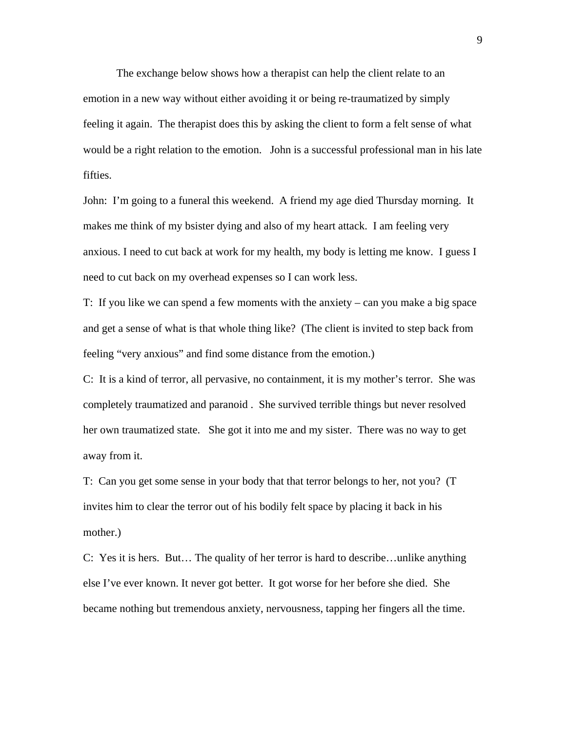The exchange below shows how a therapist can help the client relate to an emotion in a new way without either avoiding it or being re-traumatized by simply feeling it again. The therapist does this by asking the client to form a felt sense of what would be a right relation to the emotion. John is a successful professional man in his late fifties.

John: I'm going to a funeral this weekend. A friend my age died Thursday morning. It makes me think of my bsister dying and also of my heart attack. I am feeling very anxious. I need to cut back at work for my health, my body is letting me know. I guess I need to cut back on my overhead expenses so I can work less.

T: If you like we can spend a few moments with the anxiety – can you make a big space and get a sense of what is that whole thing like? (The client is invited to step back from feeling "very anxious" and find some distance from the emotion.)

C: It is a kind of terror, all pervasive, no containment, it is my mother's terror. She was completely traumatized and paranoid . She survived terrible things but never resolved her own traumatized state. She got it into me and my sister. There was no way to get away from it.

T: Can you get some sense in your body that that terror belongs to her, not you? (T invites him to clear the terror out of his bodily felt space by placing it back in his mother.)

C: Yes it is hers. But… The quality of her terror is hard to describe…unlike anything else I've ever known. It never got better. It got worse for her before she died. She became nothing but tremendous anxiety, nervousness, tapping her fingers all the time.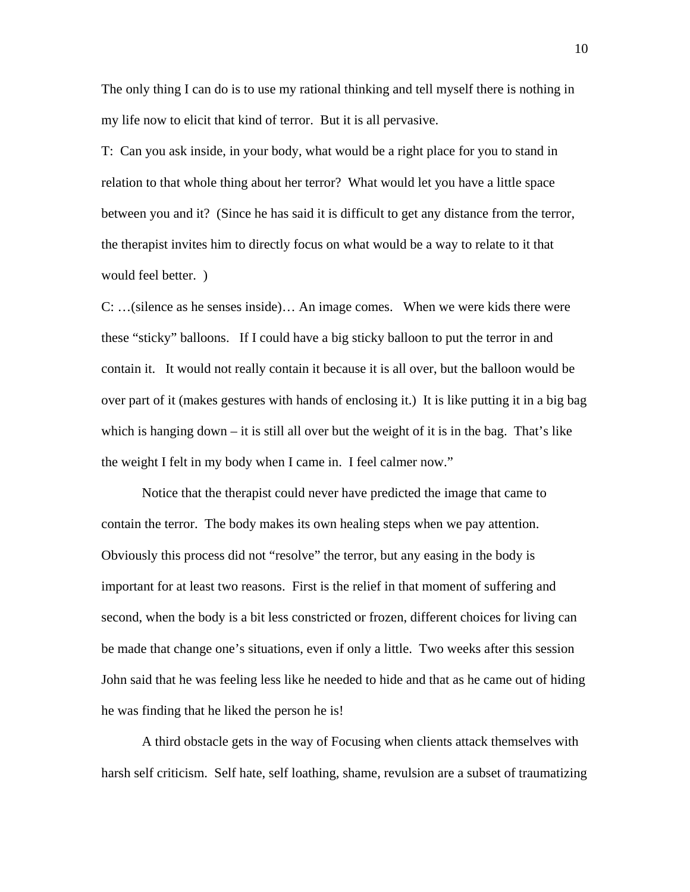The only thing I can do is to use my rational thinking and tell myself there is nothing in my life now to elicit that kind of terror. But it is all pervasive.

T: Can you ask inside, in your body, what would be a right place for you to stand in relation to that whole thing about her terror? What would let you have a little space between you and it? (Since he has said it is difficult to get any distance from the terror, the therapist invites him to directly focus on what would be a way to relate to it that would feel better. )

C: …(silence as he senses inside)… An image comes. When we were kids there were these "sticky" balloons. If I could have a big sticky balloon to put the terror in and contain it. It would not really contain it because it is all over, but the balloon would be over part of it (makes gestures with hands of enclosing it.) It is like putting it in a big bag which is hanging down – it is still all over but the weight of it is in the bag. That's like the weight I felt in my body when I came in. I feel calmer now."

Notice that the therapist could never have predicted the image that came to contain the terror. The body makes its own healing steps when we pay attention. Obviously this process did not "resolve" the terror, but any easing in the body is important for at least two reasons. First is the relief in that moment of suffering and second, when the body is a bit less constricted or frozen, different choices for living can be made that change one's situations, even if only a little. Two weeks after this session John said that he was feeling less like he needed to hide and that as he came out of hiding he was finding that he liked the person he is!

A third obstacle gets in the way of Focusing when clients attack themselves with harsh self criticism. Self hate, self loathing, shame, revulsion are a subset of traumatizing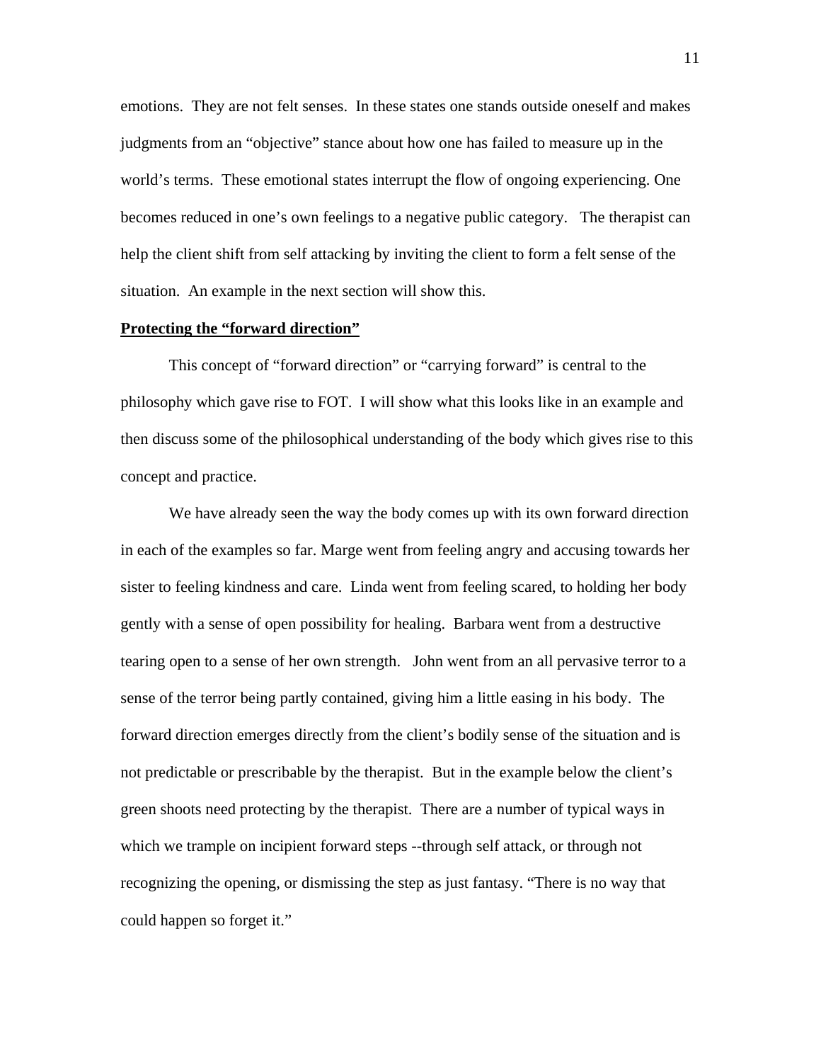emotions. They are not felt senses. In these states one stands outside oneself and makes judgments from an "objective" stance about how one has failed to measure up in the world's terms. These emotional states interrupt the flow of ongoing experiencing. One becomes reduced in one's own feelings to a negative public category. The therapist can help the client shift from self attacking by inviting the client to form a felt sense of the situation. An example in the next section will show this.

**Protecting the "forward direction"**

This concept of "forward direction" or "carrying forward" is central to the philosophy which gave rise to FOT. I will show what this looks like in an example and then discuss some of the philosophical understanding of the body which gives rise to this concept and practice.

We have already seen the way the body comes up with its own forward direction in each of the examples so far. Marge went from feeling angry and accusing towards her sister to feeling kindness and care. Linda went from feeling scared, to holding her body gently with a sense of open possibility for healing. Barbara went from a destructive tearing open to a sense of her own strength. John went from an all pervasive terror to a sense of the terror being partly contained, giving him a little easing in his body. The forward direction emerges directly from the client's bodily sense of the situation and is not predictable or prescribable by the therapist. But in the example below the client's green shoots need protecting by the therapist. There are a number of typical ways in which we trample on incipient forward steps --through self attack, or through not recognizing the opening, or dismissing the step as just fantasy. "There is no way that could happen so forget it."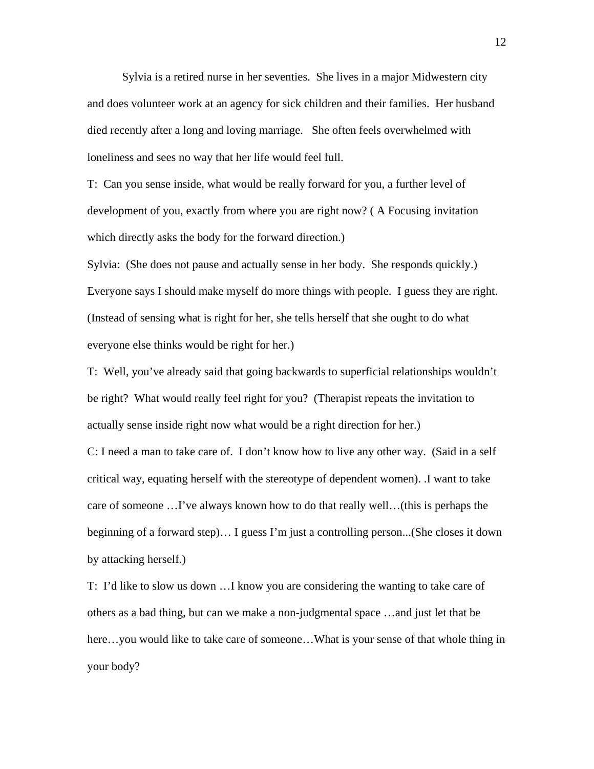Sylvia is a retired nurse in her seventies. She lives in a major Midwestern city and does volunteer work at an agency for sick children and their families. Her husband died recently after a long and loving marriage. She often feels overwhelmed with loneliness and sees no way that her life would feel full.

T: Can you sense inside, what would be really forward for you, a further level of development of you, exactly from where you are right now? ( A Focusing invitation which directly asks the body for the forward direction.)

Sylvia: (She does not pause and actually sense in her body. She responds quickly.) Everyone says I should make myself do more things with people. I guess they are right. (Instead of sensing what is right for her, she tells herself that she ought to do what everyone else thinks would be right for her.)

T: Well, you've already said that going backwards to superficial relationships wouldn't be right? What would really feel right for you? (Therapist repeats the invitation to actually sense inside right now what would be a right direction for her.)

C: I need a man to take care of. I don't know how to live any other way. (Said in a self critical way, equating herself with the stereotype of dependent women). .I want to take care of someone …I've always known how to do that really well…(this is perhaps the beginning of a forward step)… I guess I'm just a controlling person...(She closes it down by attacking herself.)

T: I'd like to slow us down …I know you are considering the wanting to take care of others as a bad thing, but can we make a non-judgmental space …and just let that be here…you would like to take care of someone…What is your sense of that whole thing in your body?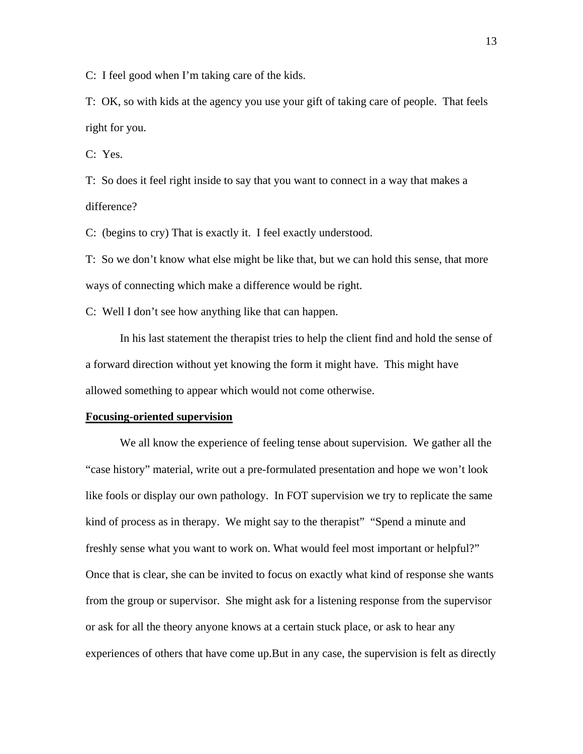C: I feel good when I'm taking care of the kids.

T: OK, so with kids at the agency you use your gift of taking care of people. That feels right for you.

C: Yes.

T: So does it feel right inside to say that you want to connect in a way that makes a difference?

C: (begins to cry) That is exactly it. I feel exactly understood.

T: So we don't know what else might be like that, but we can hold this sense, that more ways of connecting which make a difference would be right.

C: Well I don't see how anything like that can happen.

In his last statement the therapist tries to help the client find and hold the sense of a forward direction without yet knowing the form it might have. This might have allowed something to appear which would not come otherwise.

**Focusing-oriented supervision**

We all know the experience of feeling tense about supervision. We gather all the "case history" material, write out a pre-formulated presentation and hope we won't look like fools or display our own pathology. In FOT supervision we try to replicate the same kind of process as in therapy. We might say to the therapist" "Spend a minute and freshly sense what you want to work on. What would feel most important or helpful?" Once that is clear, she can be invited to focus on exactly what kind of response she wants from the group or supervisor. She might ask for a listening response from the supervisor or ask for all the theory anyone knows at a certain stuck place, or ask to hear any experiences of others that have come up.But in any case, the supervision is felt as directly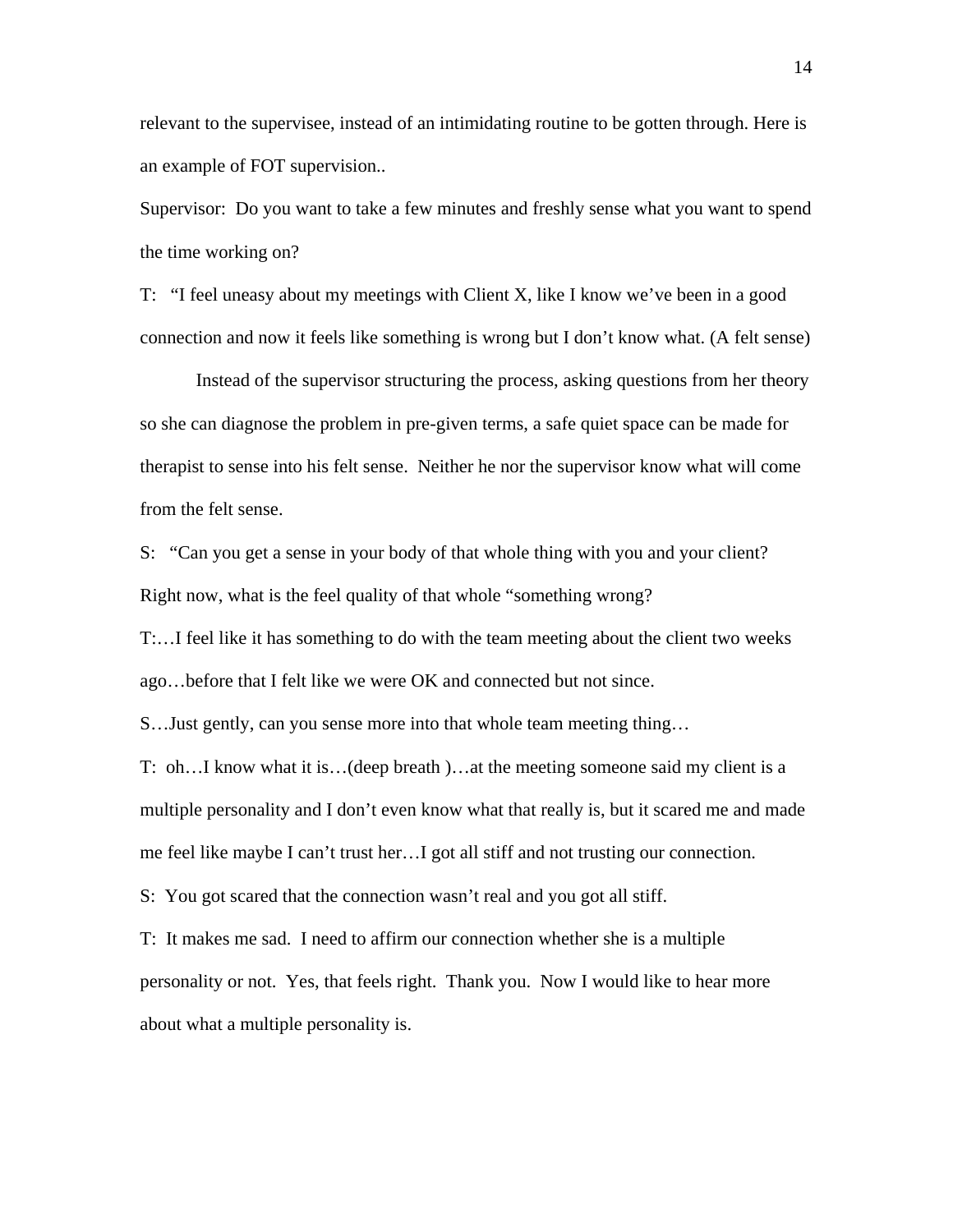relevant to the supervisee, instead of an intimidating routine to be gotten through. Here is an example of FOT supervision..

Supervisor: Do you want to take a few minutes and freshly sense what you want to spend the time working on?

T: "I feel uneasy about my meetings with Client X, like I know we've been in a good connection and now it feels like something is wrong but I don't know what. (A felt sense)

Instead of the supervisor structuring the process, asking questions from her theory so she can diagnose the problem in pre-given terms, a safe quiet space can be made for therapist to sense into his felt sense. Neither he nor the supervisor know what will come from the felt sense.

S: "Can you get a sense in your body of that whole thing with you and your client? Right now, what is the feel quality of that whole "something wrong?

T:…I feel like it has something to do with the team meeting about the client two weeks ago…before that I felt like we were OK and connected but not since.

S…Just gently, can you sense more into that whole team meeting thing…

T: oh…I know what it is…(deep breath )…at the meeting someone said my client is a multiple personality and I don't even know what that really is, but it scared me and made me feel like maybe I can't trust her…I got all stiff and not trusting our connection.

S: You got scared that the connection wasn't real and you got all stiff.

T: It makes me sad. I need to affirm our connection whether she is a multiple personality or not. Yes, that feels right. Thank you. Now I would like to hear more about what a multiple personality is.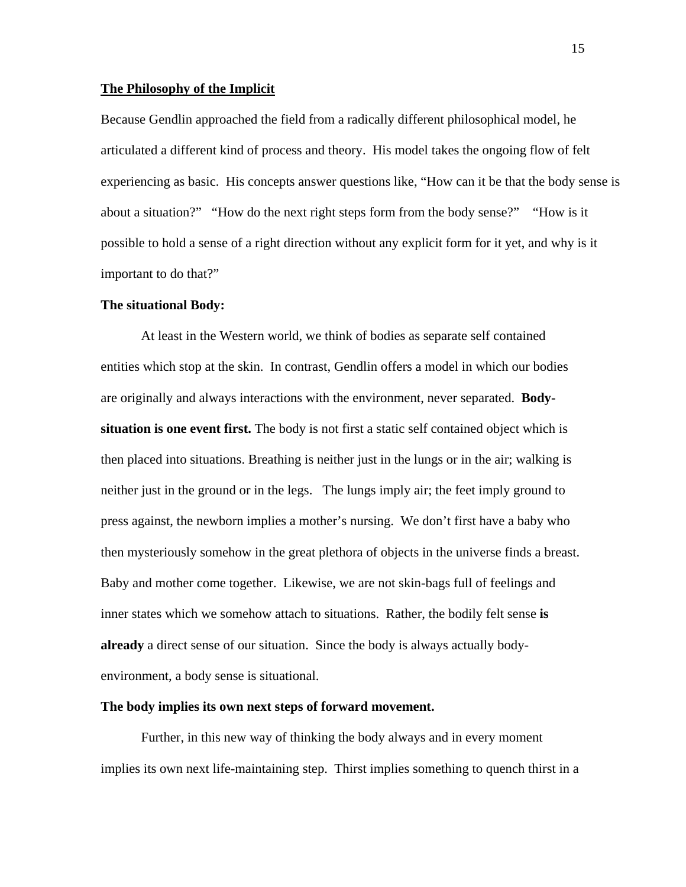## <u>The Philosophy of the Implicit</u>

Because Gendlin approached the field from a radically different philosophical model, he articulated a different kind of process and theory. His model takes the ongoing flow of felt experiencing as basic. His concepts answer questions like, "How can it be that the body sense is about a situation?" "How do the next right steps form from the body sense?" "How is it possible to hold a sense of a right direction without any explicit form for it yet, and why is it important to do that?"

### The situational Body:

At least in the Western world, we think of bodies as separate self contained entities which stop at the skin. In contrast, Gendlin offers a model in which our bodies are originally and always interactions with the environment, never separated. **Body-situation is one event first.** The body is not first a static self contained object which is then placed into situations. Breathing is neither just in the lungs or in the air; walking is neither just in the ground or in the legs. The lungs imply air; the feet imply ground to press against, the newborn implies a mother's nursing. We don't first have a baby who then mysteriously somehow in the great plethora of objects in the universe finds a breast. Baby and mother come together. Likewise, we are not skin-bags full of feelings and inner states which we somehow attach to situations. Rather, the bodily felt sense **is already** a direct sense of our situation. Since the body is always actually body-environment, a body sense is situational.

### The body implies its own next steps of forward movement.

Further, in this new way of thinking the body always and in every moment implies its own next life-maintaining step. Thirst implies something to quench thirst in a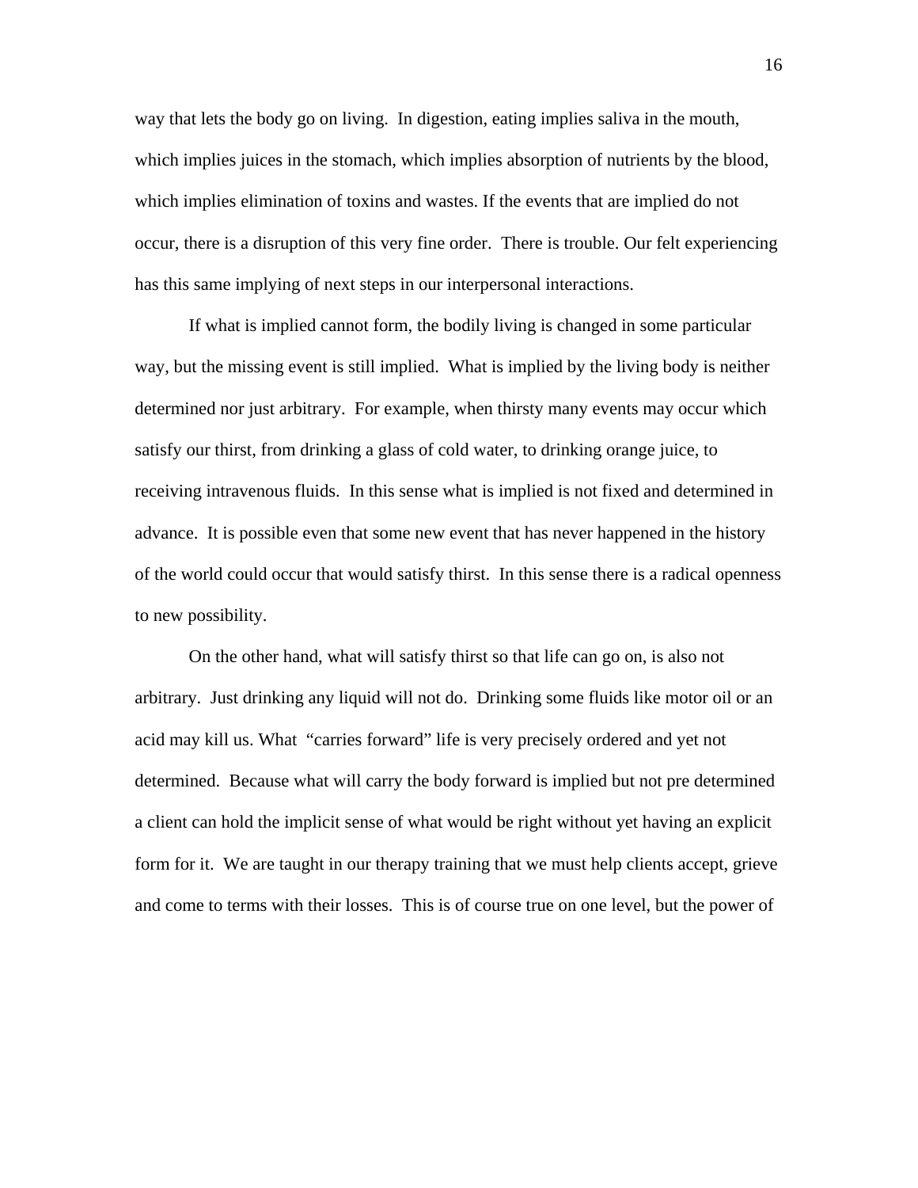way that lets the body go on living. In digestion, eating implies saliva in the mouth, which implies juices in the stomach, which implies absorption of nutrients by the blood, which implies elimination of toxins and wastes. If the events that are implied do not occur, there is a disruption of this very fine order. There is trouble. Our felt experiencing has this same implying of next steps in our interpersonal interactions.

If what is implied cannot form, the bodily living is changed in some particular way, but the missing event is still implied. What is implied by the living body is neither determined nor just arbitrary. For example, when thirsty many events may occur which satisfy our thirst, from drinking a glass of cold water, to drinking orange juice, to receiving intravenous fluids. In this sense what is implied is not fixed and determined in advance. It is possible even that some new event that has never happened in the history of the world could occur that would satisfy thirst. In this sense there is a radical openness to new possibility.

On the other hand, what will satisfy thirst so that life can go on, is also not arbitrary. Just drinking any liquid will not do. Drinking some fluids like motor oil or an acid may kill us. What "carries forward" life is very precisely ordered and yet not determined. Because what will carry the body forward is implied but not pre determined a client can hold the implicit sense of what would be right without yet having an explicit form for it. We are taught in our therapy training that we must help clients accept, grieve and come to terms with their losses. This is of course true on one level, but the power of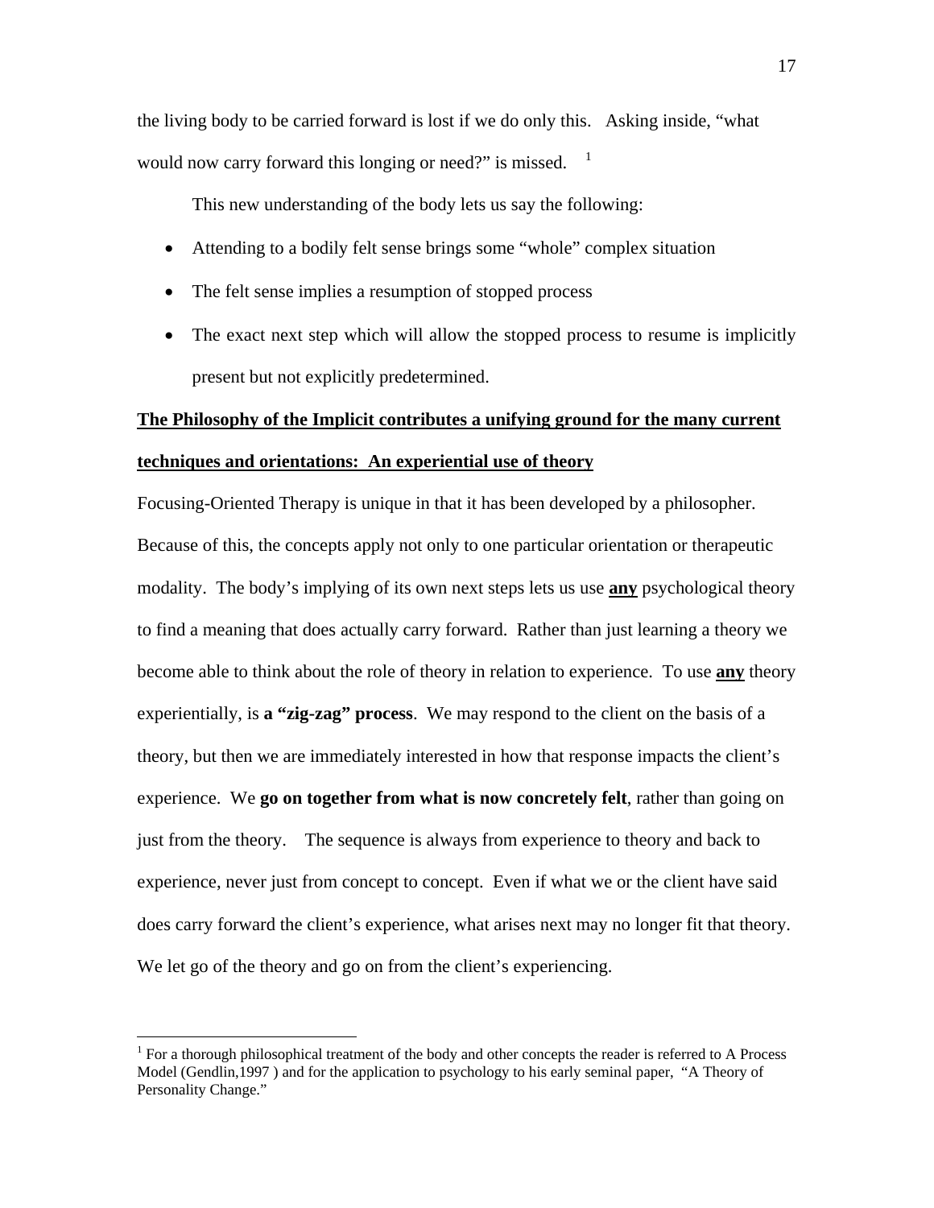the living body to be carried forward is lost if we do only this. Asking inside, "what would now carry forward this longing or need?" is missed. [1]

This new understanding of the body lets us say the following:

- Attending to a bodily felt sense brings some "whole" complex situation
- The felt sense implies a resumption of stopped process
- The exact next step which will allow the stopped process to resume is implicitly present but not explicitly predetermined.

**The Philosophy of the Implicit contributes a unifying ground for the many current techniques and orientations: An experiential use of theory**

Focusing-Oriented Therapy is unique in that it has been developed by a philosopher. Because of this, the concepts apply not only to one particular orientation or therapeutic modality. The body's implying of its own next steps lets us use **any** psychological theory to find a meaning that does actually carry forward. Rather than just learning a theory we become able to think about the role of theory in relation to experience. To use **any** theory experientially, is **a "zig-zag" process**. We may respond to the client on the basis of a theory, but then we are immediately interested in how that response impacts the client's experience. We **go on together from what is now concretely felt**, rather than going on just from the theory. The sequence is always from experience to theory and back to experience, never just from concept to concept. Even if what we or the client have said does carry forward the client's experience, what arises next may no longer fit that theory. We let go of the theory and go on from the client's experiencing.

---

[1] For a thorough philosophical treatment of the body and other concepts the reader is referred to A Process Model (Gendlin,1997 ) and for the application to psychology to his early seminal paper, "A Theory of Personality Change."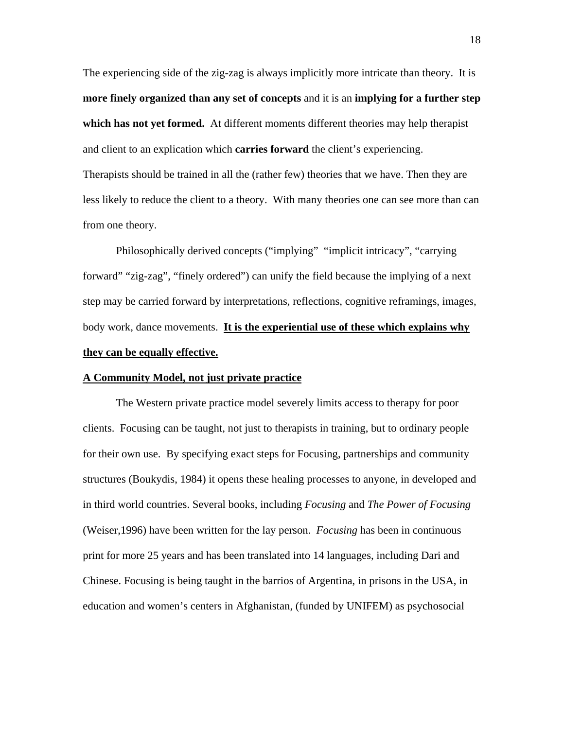The experiencing side of the zig-zag is always <u>implicitly more intricate</u> than theory. It is **more finely organized than any set of concepts** and it is an **implying for a further step which has not yet formed.** At different moments different theories may help therapist and client to an explication which **carries forward** the client's experiencing. Therapists should be trained in all the (rather few) theories that we have. Then they are less likely to reduce the client to a theory. With many theories one can see more than can from one theory.

Philosophically derived concepts ("implying" "implicit intricacy", "carrying forward" "zig-zag", "finely ordered") can unify the field because the implying of a next step may be carried forward by interpretations, reflections, cognitive reframings, images, body work, dance movements. <u>**It is the experiential use of these which explains why they can be equally effective.**</u>

<u>**A Community Model, not just private practice**</u>

The Western private practice model severely limits access to therapy for poor clients. Focusing can be taught, not just to therapists in training, but to ordinary people for their own use. By specifying exact steps for Focusing, partnerships and community structures (Boukydis, 1984) it opens these healing processes to anyone, in developed and in third world countries. Several books, including *Focusing* and *The Power of Focusing* (Weiser,1996) have been written for the lay person. *Focusing* has been in continuous print for more 25 years and has been translated into 14 languages, including Dari and Chinese. Focusing is being taught in the barrios of Argentina, in prisons in the USA, in education and women's centers in Afghanistan, (funded by UNIFEM) as psychosocial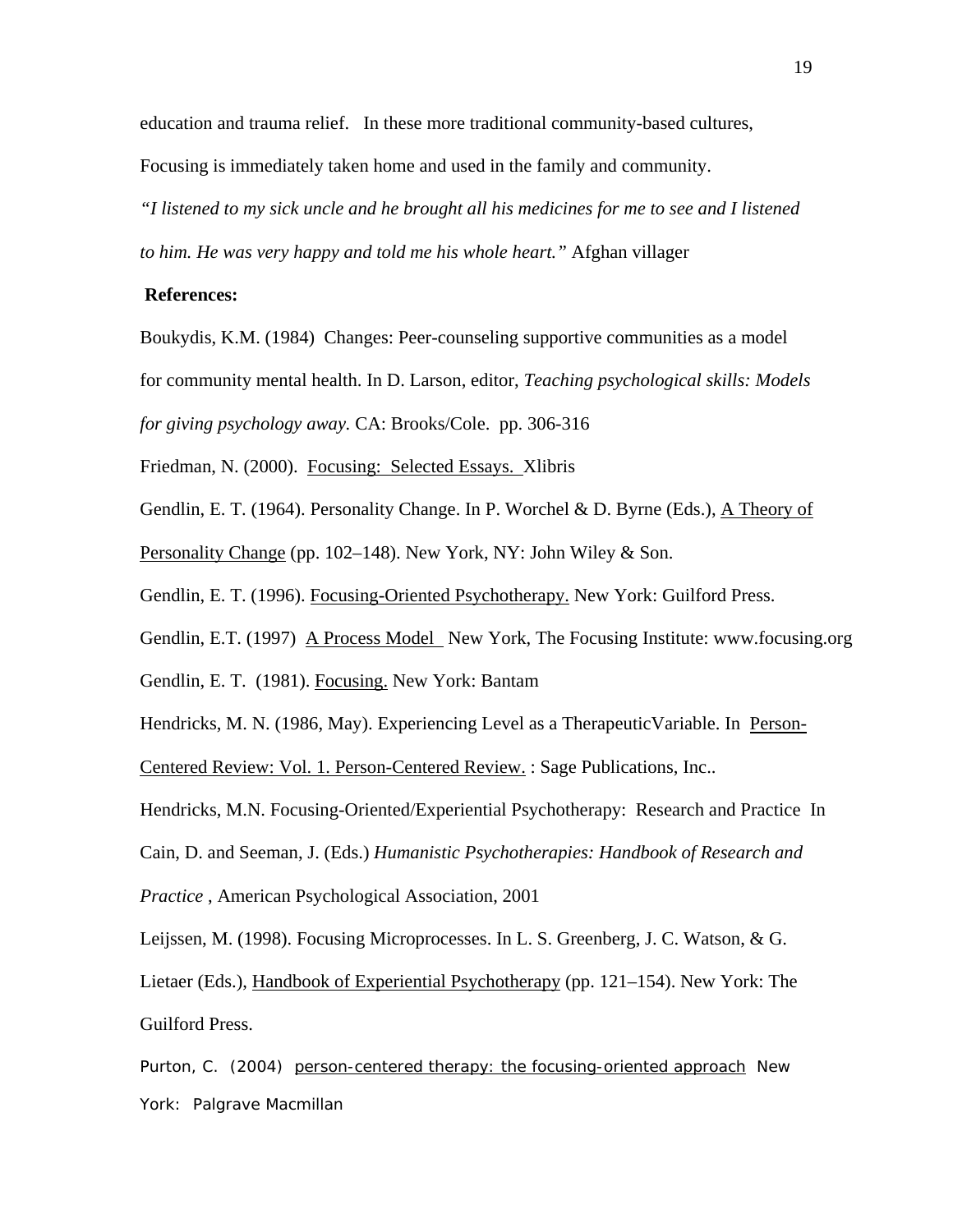education and trauma relief. In these more traditional community-based cultures, Focusing is immediately taken home and used in the family and community.

*"I listened to my sick uncle and he brought all his medicines for me to see and I listened to him. He was very happy and told me his whole heart."* Afghan villager

**References:**

Boukydis, K.M. (1984) Changes: Peer-counseling supportive communities as a model for community mental health. In D. Larson, editor, *Teaching psychological skills: Models for giving psychology away.* CA: Brooks/Cole. pp. 306-316

Friedman, N. (2000). Focusing: Selected Essays. Xlibris

Gendlin, E. T. (1964). Personality Change. In P. Worchel & D. Byrne (Eds.), A Theory of Personality Change (pp. 102–148). New York, NY: John Wiley & Son.

Gendlin, E. T. (1996). Focusing-Oriented Psychotherapy. New York: Guilford Press.

Gendlin, E.T. (1997) A Process Model New York, The Focusing Institute: www.focusing.org

Gendlin, E. T. (1981). Focusing. New York: Bantam

Hendricks, M. N. (1986, May). Experiencing Level as a TherapeuticVariable. In Person-Centered Review: Vol. 1. Person-Centered Review. : Sage Publications, Inc..

Hendricks, M.N. Focusing-Oriented/Experiential Psychotherapy: Research and Practice In Cain, D. and Seeman, J. (Eds.) *Humanistic Psychotherapies: Handbook of Research and Practice* , American Psychological Association, 2001

Leijssen, M. (1998). Focusing Microprocesses. In L. S. Greenberg, J. C. Watson, & G. Lietaer (Eds.), Handbook of Experiential Psychotherapy (pp. 121–154). New York: The Guilford Press.

Purton, C. (2004) person-centered therapy: the focusing-oriented approach New York: Palgrave Macmillan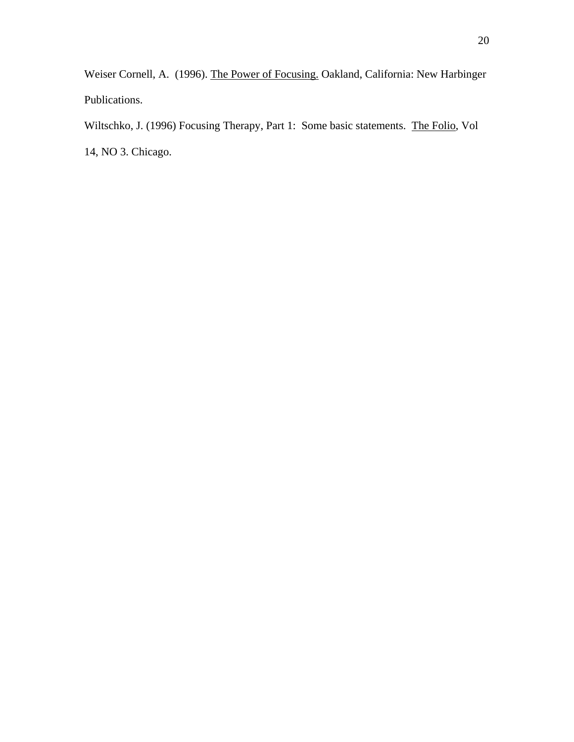Weiser Cornell, A.  (1996). The Power of Focusing. Oakland, California: New Harbinger Publications.

Wiltschko, J. (1996) Focusing Therapy, Part 1:  Some basic statements.  The Folio, Vol 14, NO 3. Chicago.